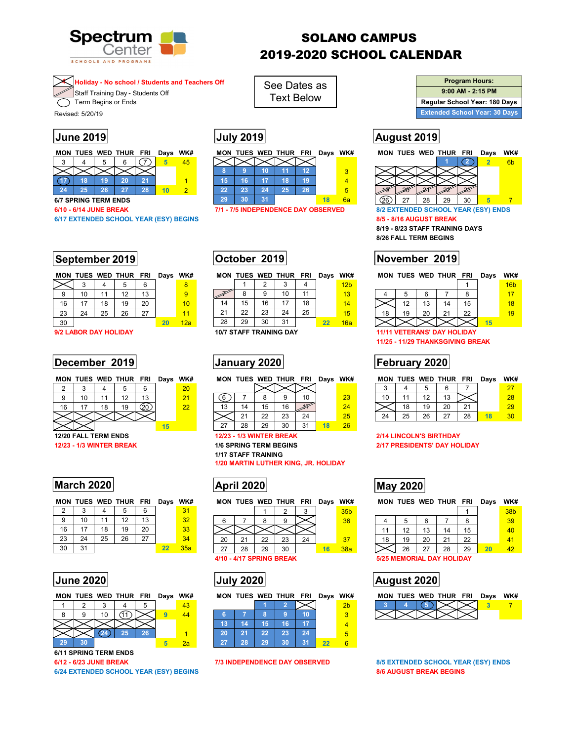# SOLANO CAMPUS 2019-2020 SCHOOL CALENDAR

Spectrum Center SCHOOLS AND PROGRAMS

- Holiday - No school / Students and Teachers Off
- Staff Training Day - Students Off
- Term Begins or Ends

Revised: 5/20/19

See Dates as Text Below

| Program Hours: |
|---|
| 9:00 AM - 2:15 PM |
| Regular School Year: 180 Days |
| Extended School Year: 30 Days |

## June 2019

| MON | TUES | WED | THUR | FRI | Days | WK# |
|---|---|---|---|---|---|---|
| 3 | 4 | 5 | 6 | 7 | 5 | 45 |
| | | | | | | |
| 17 | 18 | 19 | 20 | 21 | | 1 |
| 24 | 25 | 26 | 27 | 28 | 10 | 2 |

6/7 SPRING TERM ENDS
6/10 - 6/14 JUNE BREAK
6/17 EXTENDED SCHOOL YEAR (ESY) BEGINS

## July 2019

| MON | TUES | WED | THUR | FRI | Days | WK# |
|---|---|---|---|---|---|---|
| | | | | | | |
| 8 | 9 | 10 | 11 | 12 | | 3 |
| 15 | 16 | 17 | 18 | 19 | | 4 |
| 22 | 23 | 24 | 25 | 26 | | 5 |
| 29 | 30 | 31 | | | 18 | 6a |

7/1 - 7/5 INDEPENDENCE DAY OBSERVED

## August 2019

| MON | TUES | WED | THUR | FRI | Days | WK# |
|---|---|---|---|---|---|---|
| | | | 1 | 2 | 2 | 6b |
| | | | | | | |
| 19 | 20 | 21 | 22 | 23 | | |
| 26 | 27 | 28 | 29 | 30 | 5 | 7 |

8/2 EXTENDED SCHOOL YEAR (ESY) ENDS
8/5 - 8/16 AUGUST BREAK
8/19 - 8/23 STAFF TRAINING DAYS
8/26 FALL TERM BEGINS

## September 2019

| MON | TUES | WED | THUR | FRI | Days | WK# |
|---|---|---|---|---|---|---|
| | 3 | 4 | 5 | 6 | | 8 |
| 9 | 10 | 11 | 12 | 13 | | 9 |
| 16 | 17 | 18 | 19 | 20 | | 10 |
| 23 | 24 | 25 | 26 | 27 | | 11 |
| 30 | | | | | 20 | 12a |

9/2 LABOR DAY HOLIDAY

## October 2019

| MON | TUES | WED | THUR | FRI | Days | WK# |
|---|---|---|---|---|---|---|
| | 1 | 2 | 3 | 4 | | 12b |
| 7 | 8 | 9 | 10 | 11 | | 13 |
| 14 | 15 | 16 | 17 | 18 | | 14 |
| 21 | 22 | 23 | 24 | 25 | | 15 |
| 28 | 29 | 30 | 31 | | 22 | 16a |

10/7 STAFF TRAINING DAY

## November 2019

| MON | TUES | WED | THUR | FRI | Days | WK# |
|---|---|---|---|---|---|---|
| | | | | 1 | | 16b |
| 4 | 5 | 6 | 7 | 8 | | 17 |
| | 12 | 13 | 14 | 15 | | 18 |
| 18 | 19 | 20 | 21 | 22 | | 19 |
| | | | | | 15 | |

11/11 VETERANS' DAY HOLIDAY
11/25 - 11/29 THANKSGIVING BREAK

## December 2019

| MON | TUES | WED | THUR | FRI | Days | WK# |
|---|---|---|---|---|---|---|
| 2 | 3 | 4 | 5 | 6 | | 20 |
| 9 | 10 | 11 | 12 | 13 | | 21 |
| 16 | 17 | 18 | 19 | 20 | | 22 |
| | | | | | | |
| | | | | | 15 | |

12/20 FALL TERM ENDS
12/23 - 1/3 WINTER BREAK

## January 2020

| MON | TUES | WED | THUR | FRI | Days | WK# |
|---|---|---|---|---|---|---|
| | | | | | | |
| 6 | 7 | 8 | 9 | 10 | | 23 |
| 13 | 14 | 15 | 16 | 17 | | 24 |
| | 21 | 22 | 23 | 24 | | 25 |
| 27 | 28 | 29 | 30 | 31 | 18 | 26 |

12/23 - 1/3 WINTER BREAK
1/6 SPRING TERM BEGINS
1/17 STAFF TRAINING
1/20 MARTIN LUTHER KING, JR. HOLIDAY

## February 2020

| MON | TUES | WED | THUR | FRI | Days | WK# |
|---|---|---|---|---|---|---|
| 3 | 4 | 5 | 6 | 7 | | 27 |
| 10 | 11 | 12 | 13 | | | 28 |
| | 18 | 19 | 20 | 21 | | 29 |
| 24 | 25 | 26 | 27 | 28 | 18 | 30 |

2/14 LINCOLN'S BIRTHDAY
2/17 PRESIDENTS' DAY HOLIDAY

## March 2020

| MON | TUES | WED | THUR | FRI | Days | WK# |
|---|---|---|---|---|---|---|
| 2 | 3 | 4 | 5 | 6 | | 31 |
| 9 | 10 | 11 | 12 | 13 | | 32 |
| 16 | 17 | 18 | 19 | 20 | | 33 |
| 23 | 24 | 25 | 26 | 27 | | 34 |
| 30 | 31 | | | | 22 | 35a |

## April 2020

| MON | TUES | WED | THUR | FRI | Days | WK# |
|---|---|---|---|---|---|---|
| | | 1 | 2 | 3 | | 35b |
| 6 | 7 | 8 | 9 | | | 36 |
| | | | | | | |
| 20 | 21 | 22 | 23 | 24 | | 37 |
| 27 | 28 | 29 | 30 | | 16 | 38a |

4/10 - 4/17 SPRING BREAK

## May 2020

| MON | TUES | WED | THUR | FRI | Days | WK# |
|---|---|---|---|---|---|---|
| | | | | 1 | | 38b |
| 4 | 5 | 6 | 7 | 8 | | 39 |
| 11 | 12 | 13 | 14 | 15 | | 40 |
| 18 | 19 | 20 | 21 | 22 | | 41 |
| | 26 | 27 | 28 | 29 | 20 | 42 |

5/25 MEMORIAL DAY HOLIDAY

## June 2020

| MON | TUES | WED | THUR | FRI | Days | WK# |
|---|---|---|---|---|---|---|
| 1 | 2 | 3 | 4 | 5 | | 43 |
| 8 | 9 | 10 | 11 | | 9 | 44 |
| | | | | | | |
| | | 24 | 25 | 26 | | 1 |
| 29 | 30 | | | | 5 | 2a |

6/11 SPRING TERM ENDS
6/12 - 6/23 JUNE BREAK
6/24 EXTENDED SCHOOL YEAR (ESY) BEGINS

## July 2020

| MON | TUES | WED | THUR | FRI | Days | WK# |
|---|---|---|---|---|---|---|
| | | 1 | 2 | | | 2b |
| 6 | 7 | 8 | 9 | 10 | | 3 |
| 13 | 14 | 15 | 16 | 17 | | 4 |
| 20 | 21 | 22 | 23 | 24 | | 5 |
| 27 | 28 | 29 | 30 | 31 | 22 | 6 |

7/3 INDEPENDENCE DAY OBSERVED

## August 2020

| MON | TUES | WED | THUR | FRI | Days | WK# |
|---|---|---|---|---|---|---|
| 3 | 4 | 5 | | | 3 | 7 |
| | | | | | | |

8/5 EXTENDED SCHOOL YEAR (ESY) ENDS
8/6 AUGUST BREAK BEGINS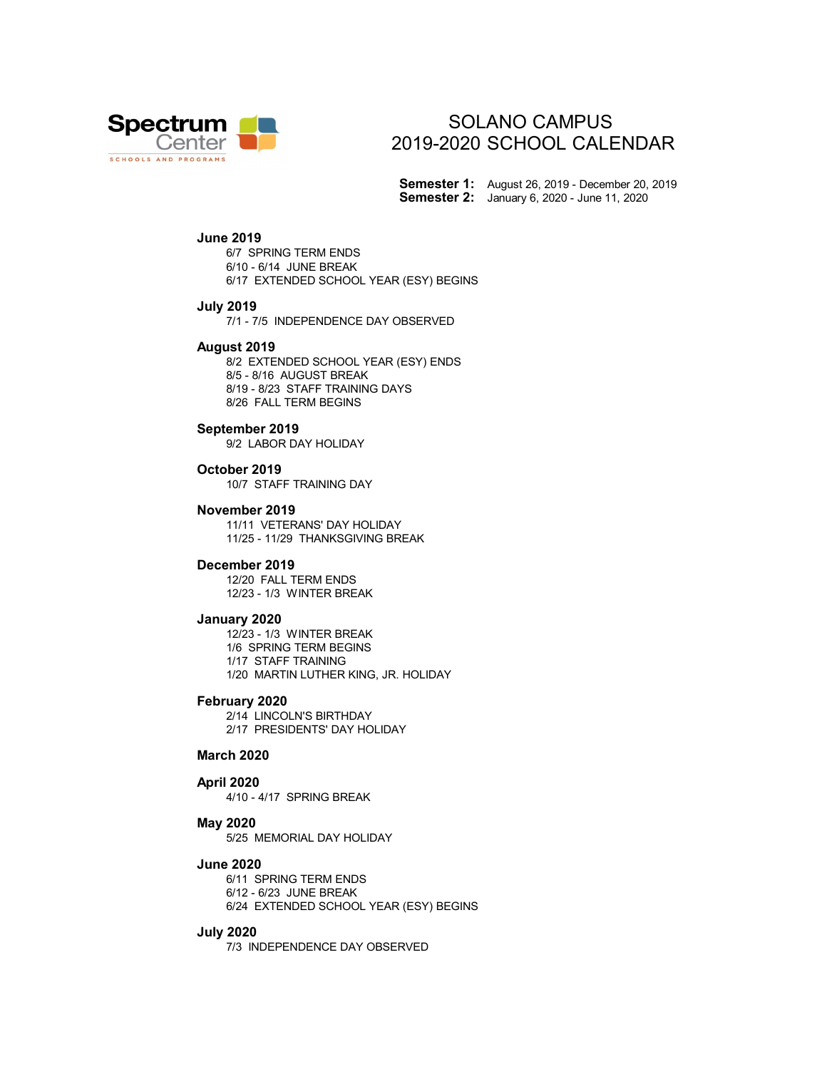Spectrum Center
SCHOOLS AND PROGRAMS

# SOLANO CAMPUS
# 2019-2020 SCHOOL CALENDAR

**Semester 1:** August 26, 2019 - December 20, 2019
**Semester 2:** January 6, 2020 - June 11, 2020

### June 2019
6/7 SPRING TERM ENDS
6/10 - 6/14 JUNE BREAK
6/17 EXTENDED SCHOOL YEAR (ESY) BEGINS

### July 2019
7/1 - 7/5 INDEPENDENCE DAY OBSERVED

### August 2019
8/2 EXTENDED SCHOOL YEAR (ESY) ENDS
8/5 - 8/16 AUGUST BREAK
8/19 - 8/23 STAFF TRAINING DAYS
8/26 FALL TERM BEGINS

### September 2019
9/2 LABOR DAY HOLIDAY

### October 2019
10/7 STAFF TRAINING DAY

### November 2019
11/11 VETERANS' DAY HOLIDAY
11/25 - 11/29 THANKSGIVING BREAK

### December 2019
12/20 FALL TERM ENDS
12/23 - 1/3 WINTER BREAK

### January 2020
12/23 - 1/3 WINTER BREAK
1/6 SPRING TERM BEGINS
1/17 STAFF TRAINING
1/20 MARTIN LUTHER KING, JR. HOLIDAY

### February 2020
2/14 LINCOLN'S BIRTHDAY
2/17 PRESIDENTS' DAY HOLIDAY

### March 2020

### April 2020
4/10 - 4/17 SPRING BREAK

### May 2020
5/25 MEMORIAL DAY HOLIDAY

### June 2020
6/11 SPRING TERM ENDS
6/12 - 6/23 JUNE BREAK
6/24 EXTENDED SCHOOL YEAR (ESY) BEGINS

### July 2020
7/3 INDEPENDENCE DAY OBSERVED